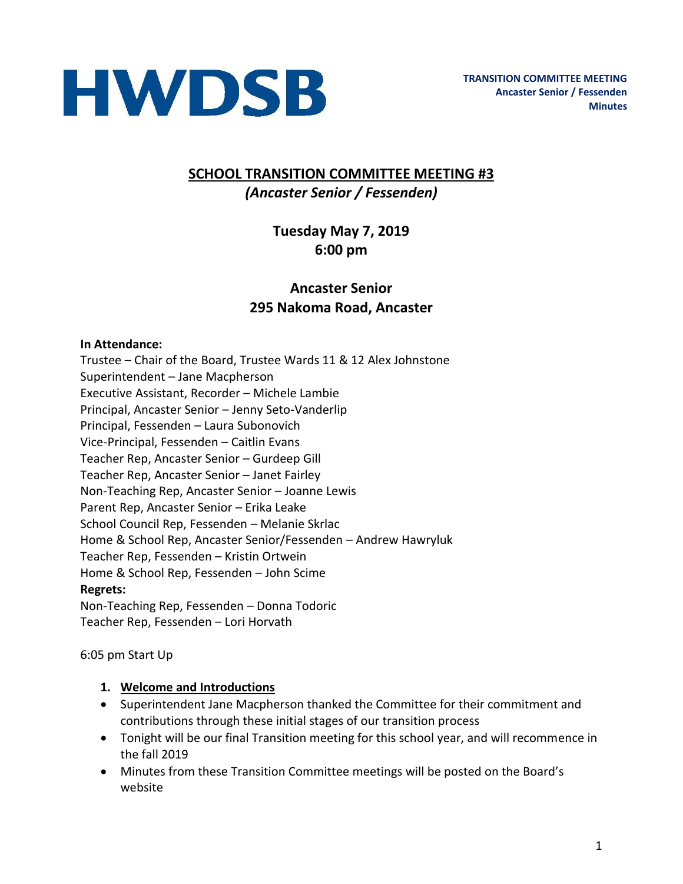HWDSB

**TRANSITION COMMITTEE MEETING**
**Ancaster Senior / Fessenden**
**Minutes**

# SCHOOL TRANSITION COMMITTEE MEETING #3

***(Ancaster Senior / Fessenden)***

**Tuesday May 7, 2019**
**6:00 pm**

**Ancaster Senior**
**295 Nakoma Road, Ancaster**

**In Attendance:**
Trustee – Chair of the Board, Trustee Wards 11 & 12 Alex Johnstone
Superintendent – Jane Macpherson
Executive Assistant, Recorder – Michele Lambie
Principal, Ancaster Senior – Jenny Seto-Vanderlip
Principal, Fessenden – Laura Subonovich
Vice-Principal, Fessenden – Caitlin Evans
Teacher Rep, Ancaster Senior – Gurdeep Gill
Teacher Rep, Ancaster Senior – Janet Fairley
Non-Teaching Rep, Ancaster Senior – Joanne Lewis
Parent Rep, Ancaster Senior – Erika Leake
School Council Rep, Fessenden – Melanie Skrlac
Home & School Rep, Ancaster Senior/Fessenden – Andrew Hawryluk
Teacher Rep, Fessenden – Kristin Ortwein
Home & School Rep, Fessenden – John Scime

**Regrets:**
Non-Teaching Rep, Fessenden – Donna Todoric
Teacher Rep, Fessenden – Lori Horvath

6:05 pm Start Up

1. **Welcome and Introductions**

- Superintendent Jane Macpherson thanked the Committee for their commitment and contributions through these initial stages of our transition process
- Tonight will be our final Transition meeting for this school year, and will recommence in the fall 2019
- Minutes from these Transition Committee meetings will be posted on the Board's website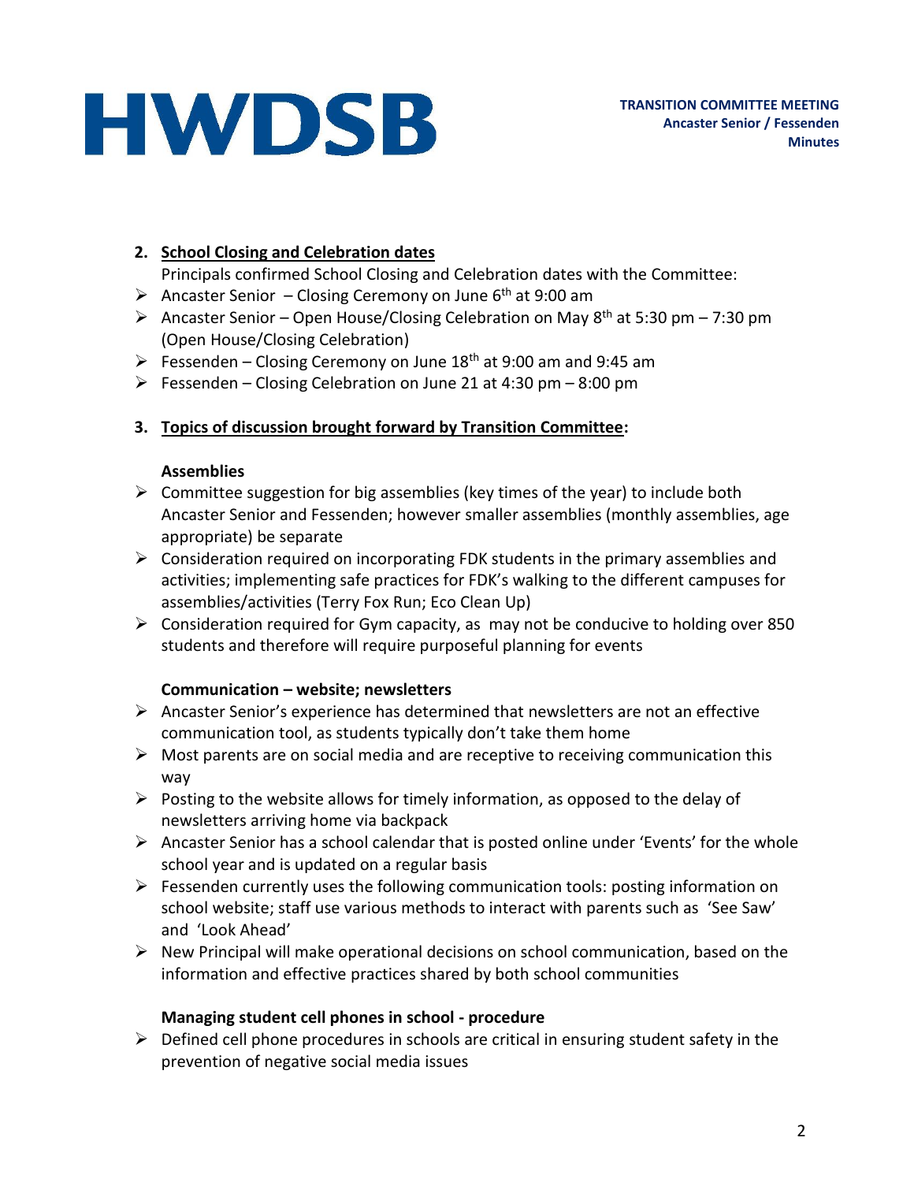**HWDSB**

**TRANSITION COMMITTEE MEETING**
**Ancaster Senior / Fessenden**
**Minutes**

2. **School Closing and Celebration dates**

   Principals confirmed School Closing and Celebration dates with the Committee:

- Ancaster Senior – Closing Ceremony on June 6th at 9:00 am
- Ancaster Senior – Open House/Closing Celebration on May 8th at 5:30 pm – 7:30 pm (Open House/Closing Celebration)
- Fessenden – Closing Ceremony on June 18th at 9:00 am and 9:45 am
- Fessenden – Closing Celebration on June 21 at 4:30 pm – 8:00 pm

3. **Topics of discussion brought forward by Transition Committee:**

**Assemblies**

- Committee suggestion for big assemblies (key times of the year) to include both Ancaster Senior and Fessenden; however smaller assemblies (monthly assemblies, age appropriate) be separate
- Consideration required on incorporating FDK students in the primary assemblies and activities; implementing safe practices for FDK's walking to the different campuses for assemblies/activities (Terry Fox Run; Eco Clean Up)
- Consideration required for Gym capacity, as may not be conducive to holding over 850 students and therefore will require purposeful planning for events

**Communication – website; newsletters**

- Ancaster Senior's experience has determined that newsletters are not an effective communication tool, as students typically don't take them home
- Most parents are on social media and are receptive to receiving communication this way
- Posting to the website allows for timely information, as opposed to the delay of newsletters arriving home via backpack
- Ancaster Senior has a school calendar that is posted online under 'Events' for the whole school year and is updated on a regular basis
- Fessenden currently uses the following communication tools: posting information on school website; staff use various methods to interact with parents such as 'See Saw' and 'Look Ahead'
- New Principal will make operational decisions on school communication, based on the information and effective practices shared by both school communities

**Managing student cell phones in school - procedure**

- Defined cell phone procedures in schools are critical in ensuring student safety in the prevention of negative social media issues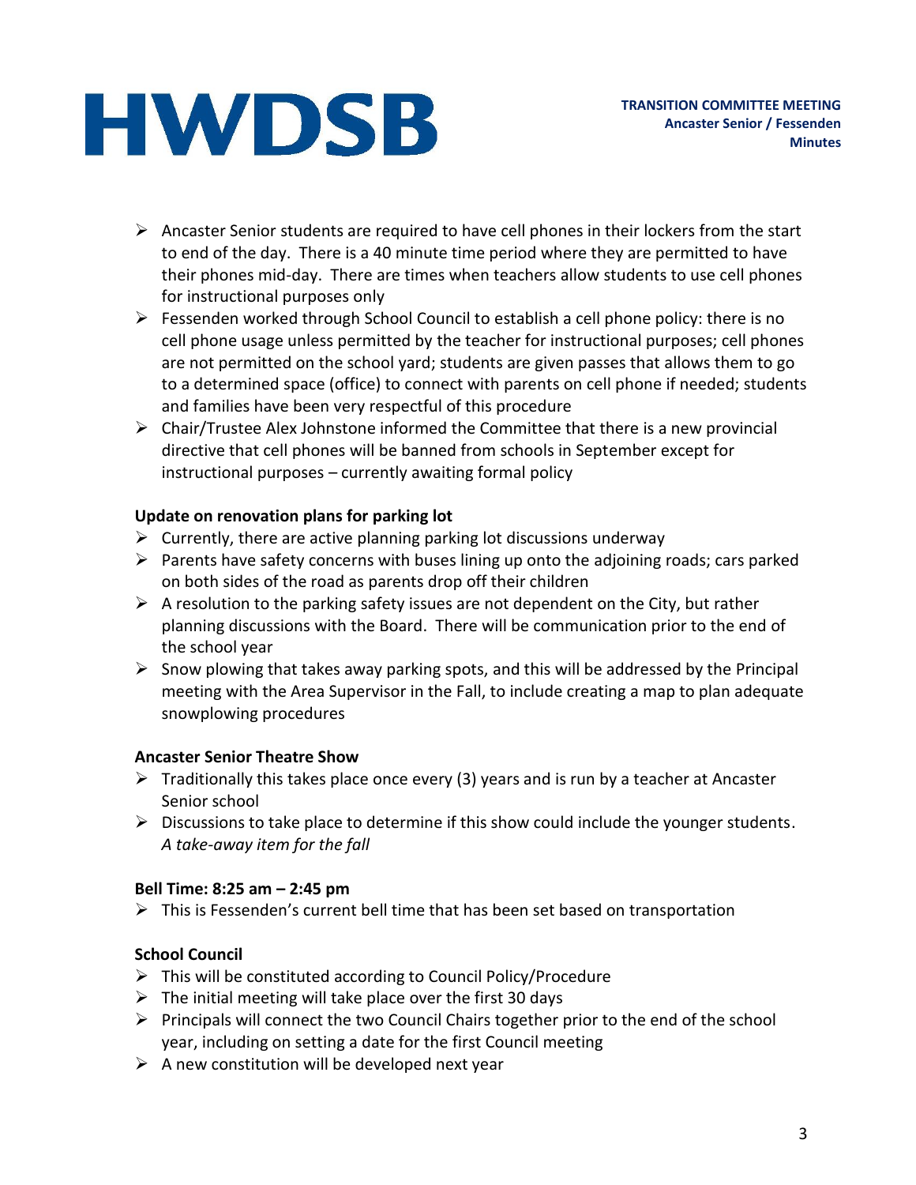- Ancaster Senior students are required to have cell phones in their lockers from the start to end of the day. There is a 40 minute time period where they are permitted to have their phones mid-day. There are times when teachers allow students to use cell phones for instructional purposes only
- Fessenden worked through School Council to establish a cell phone policy: there is no cell phone usage unless permitted by the teacher for instructional purposes; cell phones are not permitted on the school yard; students are given passes that allows them to go to a determined space (office) to connect with parents on cell phone if needed; students and families have been very respectful of this procedure
- Chair/Trustee Alex Johnstone informed the Committee that there is a new provincial directive that cell phones will be banned from schools in September except for instructional purposes – currently awaiting formal policy

**Update on renovation plans for parking lot**

- Currently, there are active planning parking lot discussions underway
- Parents have safety concerns with buses lining up onto the adjoining roads; cars parked on both sides of the road as parents drop off their children
- A resolution to the parking safety issues are not dependent on the City, but rather planning discussions with the Board. There will be communication prior to the end of the school year
- Snow plowing that takes away parking spots, and this will be addressed by the Principal meeting with the Area Supervisor in the Fall, to include creating a map to plan adequate snowplowing procedures

**Ancaster Senior Theatre Show**

- Traditionally this takes place once every (3) years and is run by a teacher at Ancaster Senior school
- Discussions to take place to determine if this show could include the younger students. *A take-away item for the fall*

**Bell Time: 8:25 am – 2:45 pm**

- This is Fessenden's current bell time that has been set based on transportation

**School Council**

- This will be constituted according to Council Policy/Procedure
- The initial meeting will take place over the first 30 days
- Principals will connect the two Council Chairs together prior to the end of the school year, including on setting a date for the first Council meeting
- A new constitution will be developed next year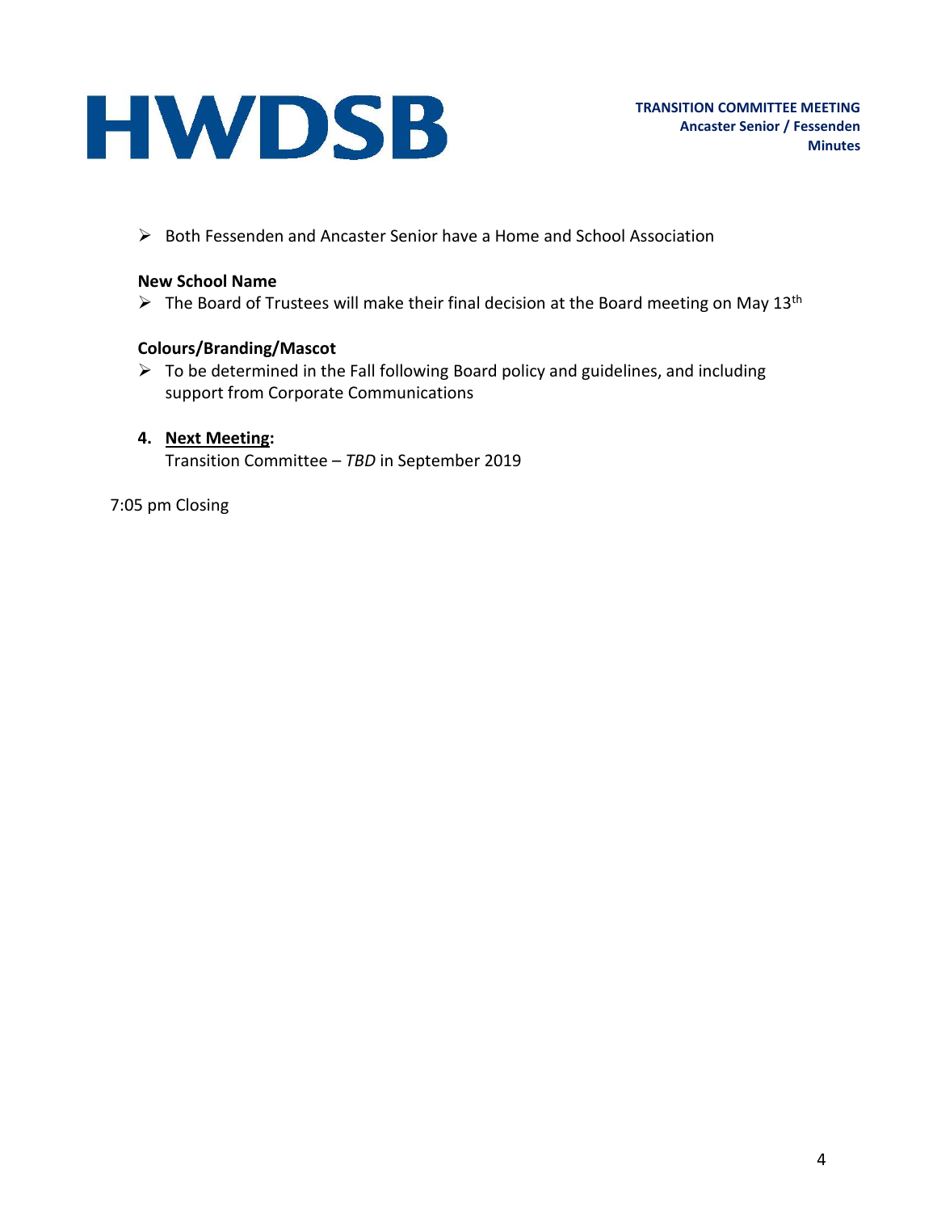- Both Fessenden and Ancaster Senior have a Home and School Association

**New School Name**

- The Board of Trustees will make their final decision at the Board meeting on May 13th

**Colours/Branding/Mascot**

- To be determined in the Fall following Board policy and guidelines, and including support from Corporate Communications

**4. <u>Next Meeting</u>:**

Transition Committee – *TBD* in September 2019

7:05 pm Closing